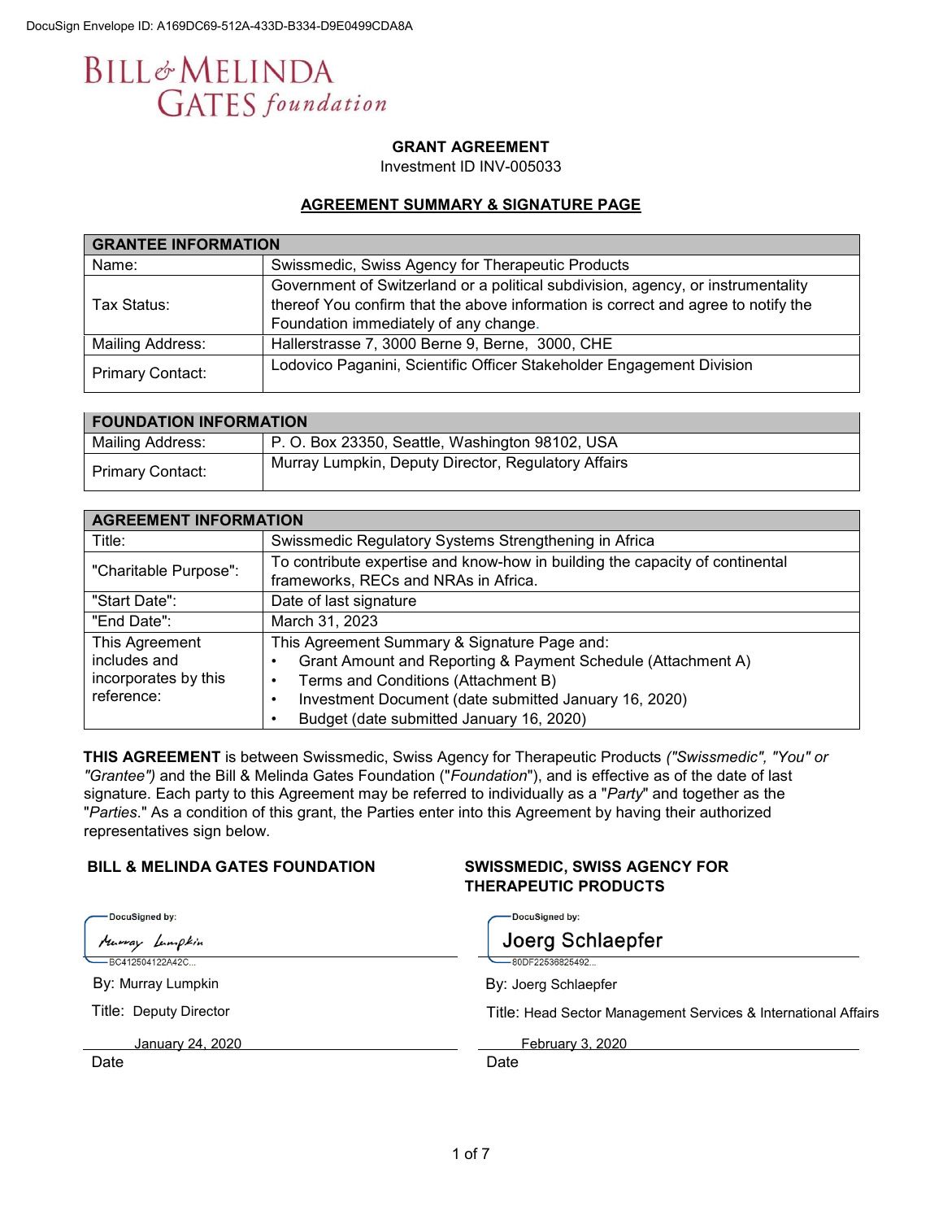DocuSign Envelope ID: A169DC69-512A-433D-B334-D9E0499CDA8A

BILL & MELINDA GATES foundation

**GRANT AGREEMENT**
Investment ID INV-005033

**AGREEMENT SUMMARY & SIGNATURE PAGE**

| GRANTEE INFORMATION | |
|---|---|
| Name: | Swissmedic, Swiss Agency for Therapeutic Products |
| Tax Status: | Government of Switzerland or a political subdivision, agency, or instrumentality thereof You confirm that the above information is correct and agree to notify the Foundation immediately of any change. |
| Mailing Address: | Hallerstrasse 7, 3000 Berne 9, Berne, 3000, CHE |
| Primary Contact: | Lodovico Paganini, Scientific Officer Stakeholder Engagement Division |

| FOUNDATION INFORMATION | |
|---|---|
| Mailing Address: | P. O. Box 23350, Seattle, Washington 98102, USA |
| Primary Contact: | Murray Lumpkin, Deputy Director, Regulatory Affairs |

| AGREEMENT INFORMATION | |
|---|---|
| Title: | Swissmedic Regulatory Systems Strengthening in Africa |
| "Charitable Purpose": | To contribute expertise and know-how in building the capacity of continental frameworks, RECs and NRAs in Africa. |
| "Start Date": | Date of last signature |
| "End Date": | March 31, 2023 |
| This Agreement includes and incorporates by this reference: | This Agreement Summary & Signature Page and:<br>• Grant Amount and Reporting & Payment Schedule (Attachment A)<br>• Terms and Conditions (Attachment B)<br>• Investment Document (date submitted January 16, 2020)<br>• Budget (date submitted January 16, 2020) |

**THIS AGREEMENT** is between Swissmedic, Swiss Agency for Therapeutic Products *("Swissmedic", "You" or "Grantee")* and the Bill & Melinda Gates Foundation ("*Foundation*"), and is effective as of the date of last signature. Each party to this Agreement may be referred to individually as a "*Party*" and together as the "*Parties*." As a condition of this grant, the Parties enter into this Agreement by having their authorized representatives sign below.

**BILL & MELINDA GATES FOUNDATION**

DocuSigned by:
Murray Lumpkin
BC412504122A42C...

By: Murray Lumpkin

Title: Deputy Director

January 24, 2020
Date

**SWISSMEDIC, SWISS AGENCY FOR THERAPEUTIC PRODUCTS**

DocuSigned by:
Joerg Schlaepfer
80DF22536825492...

By: Joerg Schlaepfer

Title: Head Sector Management Services & International Affairs

February 3, 2020
Date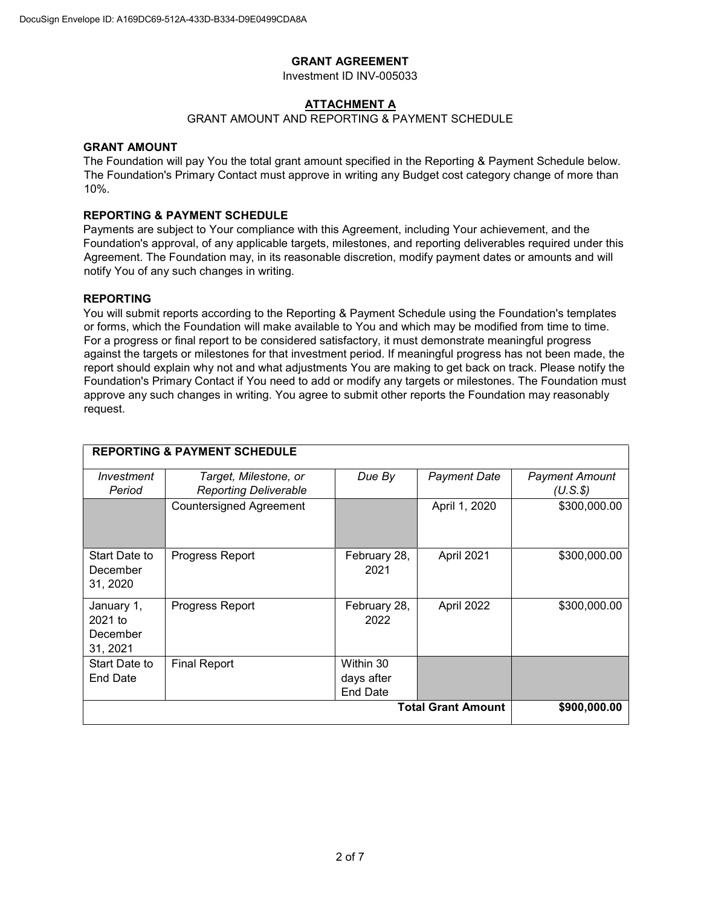# GRANT AGREEMENT

Investment ID INV-005033

## ATTACHMENT A

GRANT AMOUNT AND REPORTING & PAYMENT SCHEDULE

### GRANT AMOUNT

The Foundation will pay You the total grant amount specified in the Reporting & Payment Schedule below. The Foundation's Primary Contact must approve in writing any Budget cost category change of more than 10%.

### REPORTING & PAYMENT SCHEDULE

Payments are subject to Your compliance with this Agreement, including Your achievement, and the Foundation's approval, of any applicable targets, milestones, and reporting deliverables required under this Agreement. The Foundation may, in its reasonable discretion, modify payment dates or amounts and will notify You of any such changes in writing.

### REPORTING

You will submit reports according to the Reporting & Payment Schedule using the Foundation's templates or forms, which the Foundation will make available to You and which may be modified from time to time. For a progress or final report to be considered satisfactory, it must demonstrate meaningful progress against the targets or milestones for that investment period. If meaningful progress has not been made, the report should explain why not and what adjustments You are making to get back on track. Please notify the Foundation's Primary Contact if You need to add or modify any targets or milestones. The Foundation must approve any such changes in writing. You agree to submit other reports the Foundation may reasonably request.

| **REPORTING & PAYMENT SCHEDULE** | | | | |
|---|---|---|---|---|
| *Investment Period* | *Target, Milestone, or Reporting Deliverable* | *Due By* | *Payment Date* | *Payment Amount (U.S.$)* |
| | Countersigned Agreement | | April 1, 2020 | $300,000.00 |
| Start Date to December 31, 2020 | Progress Report | February 28, 2021 | April 2021 | $300,000.00 |
| January 1, 2021 to December 31, 2021 | Progress Report | February 28, 2022 | April 2022 | $300,000.00 |
| Start Date to End Date | Final Report | Within 30 days after End Date | | |
| | | | **Total Grant Amount** | **$900,000.00** |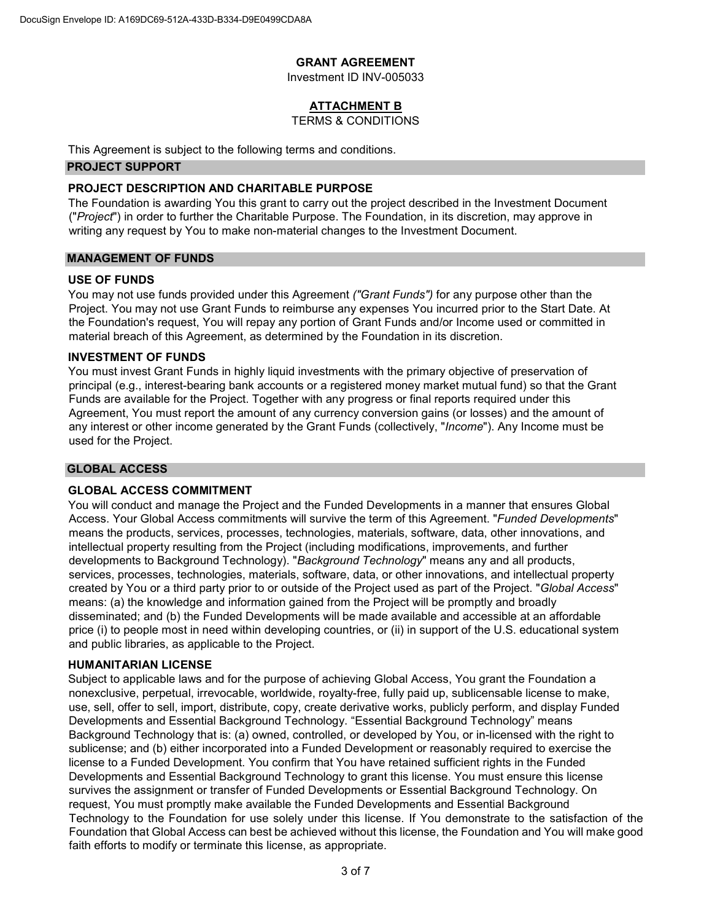# GRANT AGREEMENT

Investment ID INV-005033

## ATTACHMENT B

TERMS & CONDITIONS

This Agreement is subject to the following terms and conditions.

## PROJECT SUPPORT

### PROJECT DESCRIPTION AND CHARITABLE PURPOSE

The Foundation is awarding You this grant to carry out the project described in the Investment Document ("*Project*") in order to further the Charitable Purpose. The Foundation, in its discretion, may approve in writing any request by You to make non-material changes to the Investment Document.

## MANAGEMENT OF FUNDS

### USE OF FUNDS

You may not use funds provided under this Agreement *("Grant Funds")* for any purpose other than the Project. You may not use Grant Funds to reimburse any expenses You incurred prior to the Start Date. At the Foundation's request, You will repay any portion of Grant Funds and/or Income used or committed in material breach of this Agreement, as determined by the Foundation in its discretion.

### INVESTMENT OF FUNDS

You must invest Grant Funds in highly liquid investments with the primary objective of preservation of principal (e.g., interest-bearing bank accounts or a registered money market mutual fund) so that the Grant Funds are available for the Project. Together with any progress or final reports required under this Agreement, You must report the amount of any currency conversion gains (or losses) and the amount of any interest or other income generated by the Grant Funds (collectively, "*Income*"). Any Income must be used for the Project.

## GLOBAL ACCESS

### GLOBAL ACCESS COMMITMENT

You will conduct and manage the Project and the Funded Developments in a manner that ensures Global Access. Your Global Access commitments will survive the term of this Agreement. "*Funded Developments*" means the products, services, processes, technologies, materials, software, data, other innovations, and intellectual property resulting from the Project (including modifications, improvements, and further developments to Background Technology). "*Background Technology*" means any and all products, services, processes, technologies, materials, software, data, or other innovations, and intellectual property created by You or a third party prior to or outside of the Project used as part of the Project. "*Global Access*" means: (a) the knowledge and information gained from the Project will be promptly and broadly disseminated; and (b) the Funded Developments will be made available and accessible at an affordable price (i) to people most in need within developing countries, or (ii) in support of the U.S. educational system and public libraries, as applicable to the Project.

### HUMANITARIAN LICENSE

Subject to applicable laws and for the purpose of achieving Global Access, You grant the Foundation a nonexclusive, perpetual, irrevocable, worldwide, royalty-free, fully paid up, sublicensable license to make, use, sell, offer to sell, import, distribute, copy, create derivative works, publicly perform, and display Funded Developments and Essential Background Technology. "Essential Background Technology" means Background Technology that is: (a) owned, controlled, or developed by You, or in-licensed with the right to sublicense; and (b) either incorporated into a Funded Development or reasonably required to exercise the license to a Funded Development. You confirm that You have retained sufficient rights in the Funded Developments and Essential Background Technology to grant this license. You must ensure this license survives the assignment or transfer of Funded Developments or Essential Background Technology. On request, You must promptly make available the Funded Developments and Essential Background Technology to the Foundation for use solely under this license. If You demonstrate to the satisfaction of the Foundation that Global Access can best be achieved without this license, the Foundation and You will make good faith efforts to modify or terminate this license, as appropriate.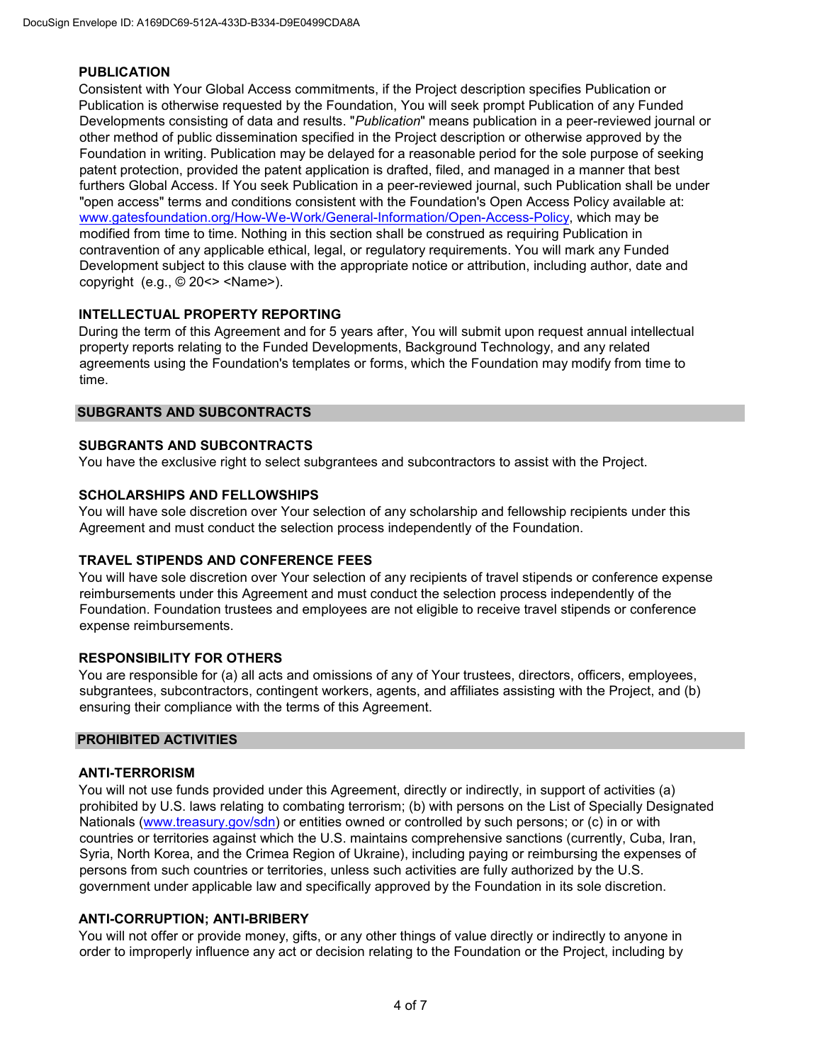### PUBLICATION

Consistent with Your Global Access commitments, if the Project description specifies Publication or Publication is otherwise requested by the Foundation, You will seek prompt Publication of any Funded Developments consisting of data and results. "*Publication*" means publication in a peer-reviewed journal or other method of public dissemination specified in the Project description or otherwise approved by the Foundation in writing. Publication may be delayed for a reasonable period for the sole purpose of seeking patent protection, provided the patent application is drafted, filed, and managed in a manner that best furthers Global Access. If You seek Publication in a peer-reviewed journal, such Publication shall be under "open access" terms and conditions consistent with the Foundation's Open Access Policy available at: [www.gatesfoundation.org/How-We-Work/General-Information/Open-Access-Policy](www.gatesfoundation.org/How-We-Work/General-Information/Open-Access-Policy), which may be modified from time to time. Nothing in this section shall be construed as requiring Publication in contravention of any applicable ethical, legal, or regulatory requirements. You will mark any Funded Development subject to this clause with the appropriate notice or attribution, including author, date and copyright (e.g., © 20<> <Name>).

### INTELLECTUAL PROPERTY REPORTING

During the term of this Agreement and for 5 years after, You will submit upon request annual intellectual property reports relating to the Funded Developments, Background Technology, and any related agreements using the Foundation's templates or forms, which the Foundation may modify from time to time.

## SUBGRANTS AND SUBCONTRACTS

### SUBGRANTS AND SUBCONTRACTS

You have the exclusive right to select subgrantees and subcontractors to assist with the Project.

### SCHOLARSHIPS AND FELLOWSHIPS

You will have sole discretion over Your selection of any scholarship and fellowship recipients under this Agreement and must conduct the selection process independently of the Foundation.

### TRAVEL STIPENDS AND CONFERENCE FEES

You will have sole discretion over Your selection of any recipients of travel stipends or conference expense reimbursements under this Agreement and must conduct the selection process independently of the Foundation. Foundation trustees and employees are not eligible to receive travel stipends or conference expense reimbursements.

### RESPONSIBILITY FOR OTHERS

You are responsible for (a) all acts and omissions of any of Your trustees, directors, officers, employees, subgrantees, subcontractors, contingent workers, agents, and affiliates assisting with the Project, and (b) ensuring their compliance with the terms of this Agreement.

## PROHIBITED ACTIVITIES

### ANTI-TERRORISM

You will not use funds provided under this Agreement, directly or indirectly, in support of activities (a) prohibited by U.S. laws relating to combating terrorism; (b) with persons on the List of Specially Designated Nationals ([www.treasury.gov/sdn](www.treasury.gov/sdn)) or entities owned or controlled by such persons; or (c) in or with countries or territories against which the U.S. maintains comprehensive sanctions (currently, Cuba, Iran, Syria, North Korea, and the Crimea Region of Ukraine), including paying or reimbursing the expenses of persons from such countries or territories, unless such activities are fully authorized by the U.S. government under applicable law and specifically approved by the Foundation in its sole discretion.

### ANTI-CORRUPTION; ANTI-BRIBERY

You will not offer or provide money, gifts, or any other things of value directly or indirectly to anyone in order to improperly influence any act or decision relating to the Foundation or the Project, including by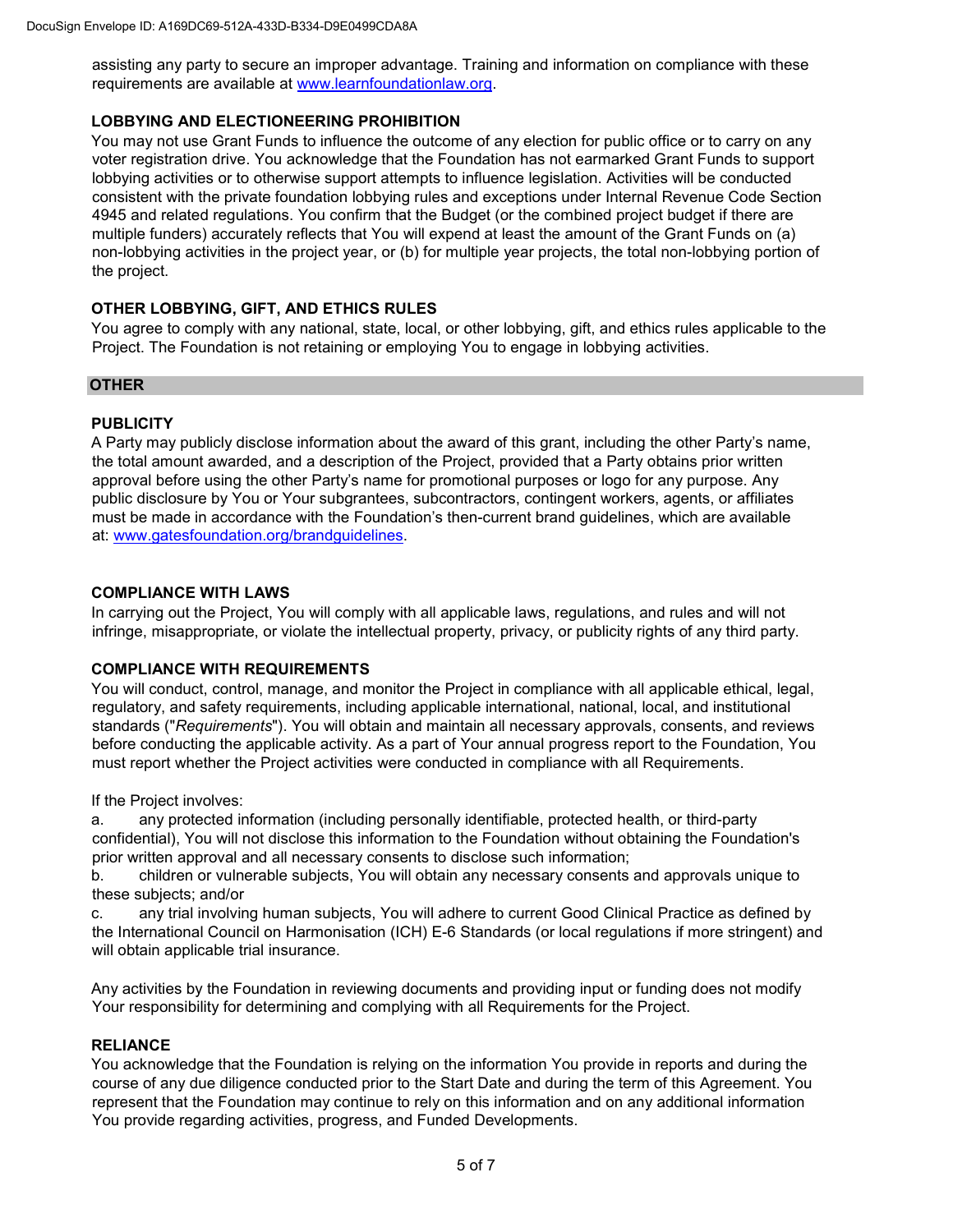assisting any party to secure an improper advantage. Training and information on compliance with these requirements are available at [www.learnfoundationlaw.org](http://www.learnfoundationlaw.org).

### LOBBYING AND ELECTIONEERING PROHIBITION

You may not use Grant Funds to influence the outcome of any election for public office or to carry on any voter registration drive. You acknowledge that the Foundation has not earmarked Grant Funds to support lobbying activities or to otherwise support attempts to influence legislation. Activities will be conducted consistent with the private foundation lobbying rules and exceptions under Internal Revenue Code Section 4945 and related regulations. You confirm that the Budget (or the combined project budget if there are multiple funders) accurately reflects that You will expend at least the amount of the Grant Funds on (a) non-lobbying activities in the project year, or (b) for multiple year projects, the total non-lobbying portion of the project.

### OTHER LOBBYING, GIFT, AND ETHICS RULES

You agree to comply with any national, state, local, or other lobbying, gift, and ethics rules applicable to the Project. The Foundation is not retaining or employing You to engage in lobbying activities.

## OTHER

### PUBLICITY

A Party may publicly disclose information about the award of this grant, including the other Party's name, the total amount awarded, and a description of the Project, provided that a Party obtains prior written approval before using the other Party's name for promotional purposes or logo for any purpose. Any public disclosure by You or Your subgrantees, subcontractors, contingent workers, agents, or affiliates must be made in accordance with the Foundation's then-current brand guidelines, which are available at: [www.gatesfoundation.org/brandguidelines](http://www.gatesfoundation.org/brandguidelines).

### COMPLIANCE WITH LAWS

In carrying out the Project, You will comply with all applicable laws, regulations, and rules and will not infringe, misappropriate, or violate the intellectual property, privacy, or publicity rights of any third party.

### COMPLIANCE WITH REQUIREMENTS

You will conduct, control, manage, and monitor the Project in compliance with all applicable ethical, legal, regulatory, and safety requirements, including applicable international, national, local, and institutional standards ("*Requirements*"). You will obtain and maintain all necessary approvals, consents, and reviews before conducting the applicable activity. As a part of Your annual progress report to the Foundation, You must report whether the Project activities were conducted in compliance with all Requirements.

If the Project involves:

a. any protected information (including personally identifiable, protected health, or third-party confidential), You will not disclose this information to the Foundation without obtaining the Foundation's prior written approval and all necessary consents to disclose such information;

b. children or vulnerable subjects, You will obtain any necessary consents and approvals unique to these subjects; and/or

c. any trial involving human subjects, You will adhere to current Good Clinical Practice as defined by the International Council on Harmonisation (ICH) E-6 Standards (or local regulations if more stringent) and will obtain applicable trial insurance.

Any activities by the Foundation in reviewing documents and providing input or funding does not modify Your responsibility for determining and complying with all Requirements for the Project.

### RELIANCE

You acknowledge that the Foundation is relying on the information You provide in reports and during the course of any due diligence conducted prior to the Start Date and during the term of this Agreement. You represent that the Foundation may continue to rely on this information and on any additional information You provide regarding activities, progress, and Funded Developments.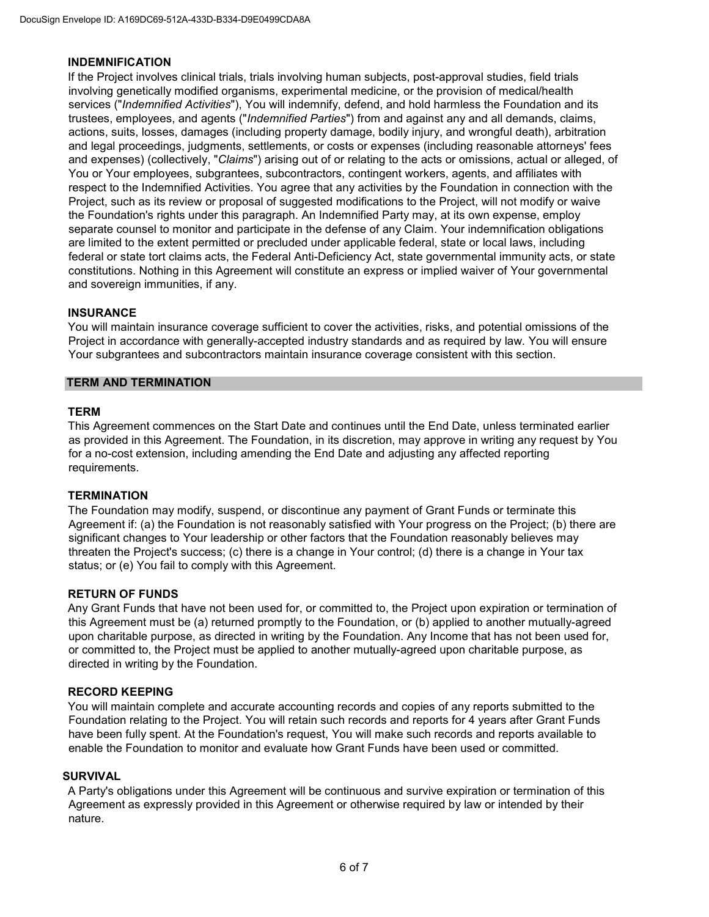### INDEMNIFICATION

If the Project involves clinical trials, trials involving human subjects, post-approval studies, field trials involving genetically modified organisms, experimental medicine, or the provision of medical/health services ("*Indemnified Activities*"), You will indemnify, defend, and hold harmless the Foundation and its trustees, employees, and agents ("*Indemnified Parties*") from and against any and all demands, claims, actions, suits, losses, damages (including property damage, bodily injury, and wrongful death), arbitration and legal proceedings, judgments, settlements, or costs or expenses (including reasonable attorneys' fees and expenses) (collectively, "*Claims*") arising out of or relating to the acts or omissions, actual or alleged, of You or Your employees, subgrantees, subcontractors, contingent workers, agents, and affiliates with respect to the Indemnified Activities. You agree that any activities by the Foundation in connection with the Project, such as its review or proposal of suggested modifications to the Project, will not modify or waive the Foundation's rights under this paragraph. An Indemnified Party may, at its own expense, employ separate counsel to monitor and participate in the defense of any Claim. Your indemnification obligations are limited to the extent permitted or precluded under applicable federal, state or local laws, including federal or state tort claims acts, the Federal Anti-Deficiency Act, state governmental immunity acts, or state constitutions. Nothing in this Agreement will constitute an express or implied waiver of Your governmental and sovereign immunities, if any.

### INSURANCE

You will maintain insurance coverage sufficient to cover the activities, risks, and potential omissions of the Project in accordance with generally-accepted industry standards and as required by law. You will ensure Your subgrantees and subcontractors maintain insurance coverage consistent with this section.

## TERM AND TERMINATION

### TERM

This Agreement commences on the Start Date and continues until the End Date, unless terminated earlier as provided in this Agreement. The Foundation, in its discretion, may approve in writing any request by You for a no-cost extension, including amending the End Date and adjusting any affected reporting requirements.

### TERMINATION

The Foundation may modify, suspend, or discontinue any payment of Grant Funds or terminate this Agreement if: (a) the Foundation is not reasonably satisfied with Your progress on the Project; (b) there are significant changes to Your leadership or other factors that the Foundation reasonably believes may threaten the Project's success; (c) there is a change in Your control; (d) there is a change in Your tax status; or (e) You fail to comply with this Agreement.

### RETURN OF FUNDS

Any Grant Funds that have not been used for, or committed to, the Project upon expiration or termination of this Agreement must be (a) returned promptly to the Foundation, or (b) applied to another mutually-agreed upon charitable purpose, as directed in writing by the Foundation. Any Income that has not been used for, or committed to, the Project must be applied to another mutually-agreed upon charitable purpose, as directed in writing by the Foundation.

### RECORD KEEPING

You will maintain complete and accurate accounting records and copies of any reports submitted to the Foundation relating to the Project. You will retain such records and reports for 4 years after Grant Funds have been fully spent. At the Foundation's request, You will make such records and reports available to enable the Foundation to monitor and evaluate how Grant Funds have been used or committed.

### SURVIVAL

A Party's obligations under this Agreement will be continuous and survive expiration or termination of this Agreement as expressly provided in this Agreement or otherwise required by law or intended by their nature.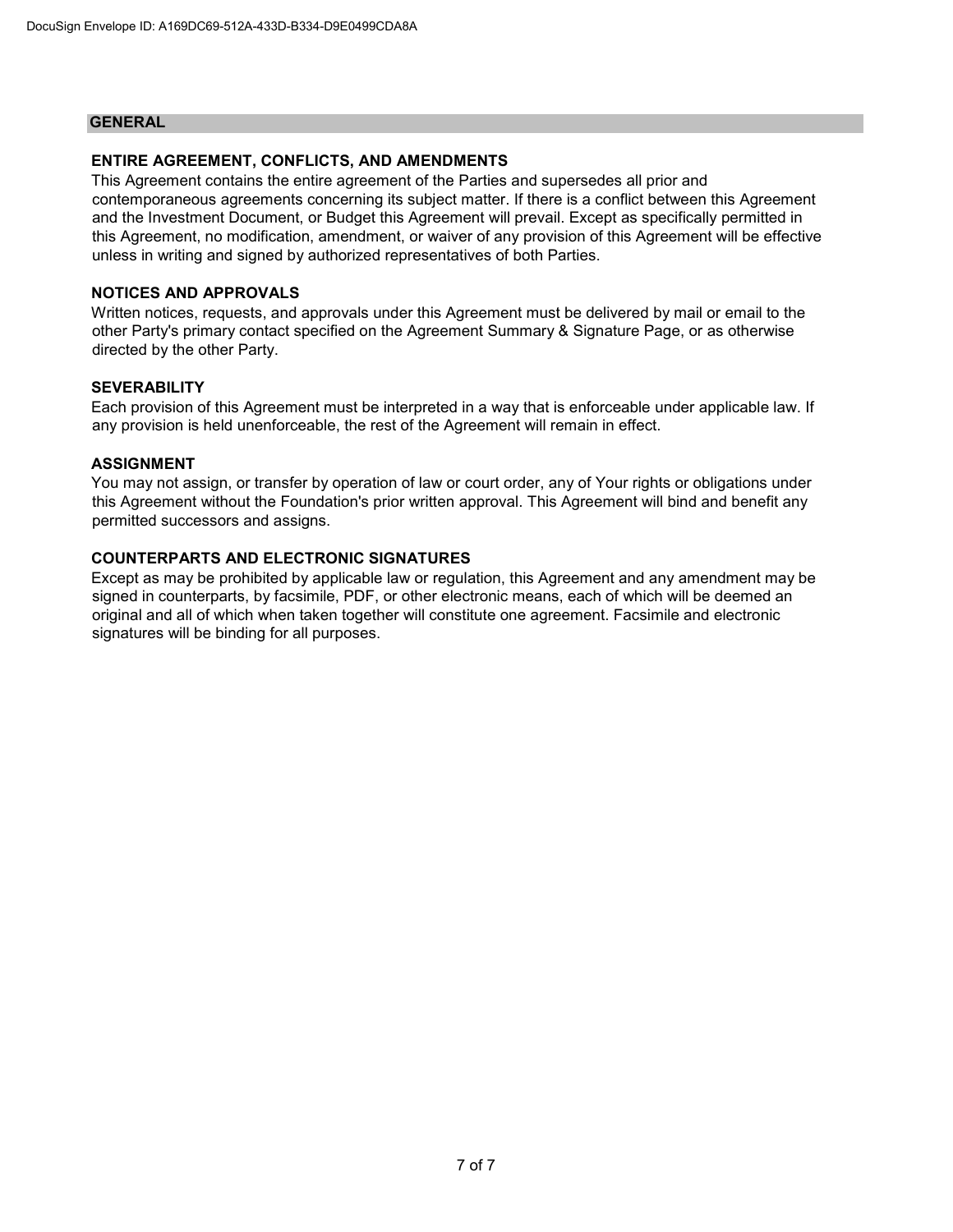## GENERAL

### ENTIRE AGREEMENT, CONFLICTS, AND AMENDMENTS

This Agreement contains the entire agreement of the Parties and supersedes all prior and contemporaneous agreements concerning its subject matter. If there is a conflict between this Agreement and the Investment Document, or Budget this Agreement will prevail. Except as specifically permitted in this Agreement, no modification, amendment, or waiver of any provision of this Agreement will be effective unless in writing and signed by authorized representatives of both Parties.

### NOTICES AND APPROVALS

Written notices, requests, and approvals under this Agreement must be delivered by mail or email to the other Party's primary contact specified on the Agreement Summary & Signature Page, or as otherwise directed by the other Party.

### SEVERABILITY

Each provision of this Agreement must be interpreted in a way that is enforceable under applicable law. If any provision is held unenforceable, the rest of the Agreement will remain in effect.

### ASSIGNMENT

You may not assign, or transfer by operation of law or court order, any of Your rights or obligations under this Agreement without the Foundation's prior written approval. This Agreement will bind and benefit any permitted successors and assigns.

### COUNTERPARTS AND ELECTRONIC SIGNATURES

Except as may be prohibited by applicable law or regulation, this Agreement and any amendment may be signed in counterparts, by facsimile, PDF, or other electronic means, each of which will be deemed an original and all of which when taken together will constitute one agreement. Facsimile and electronic signatures will be binding for all purposes.